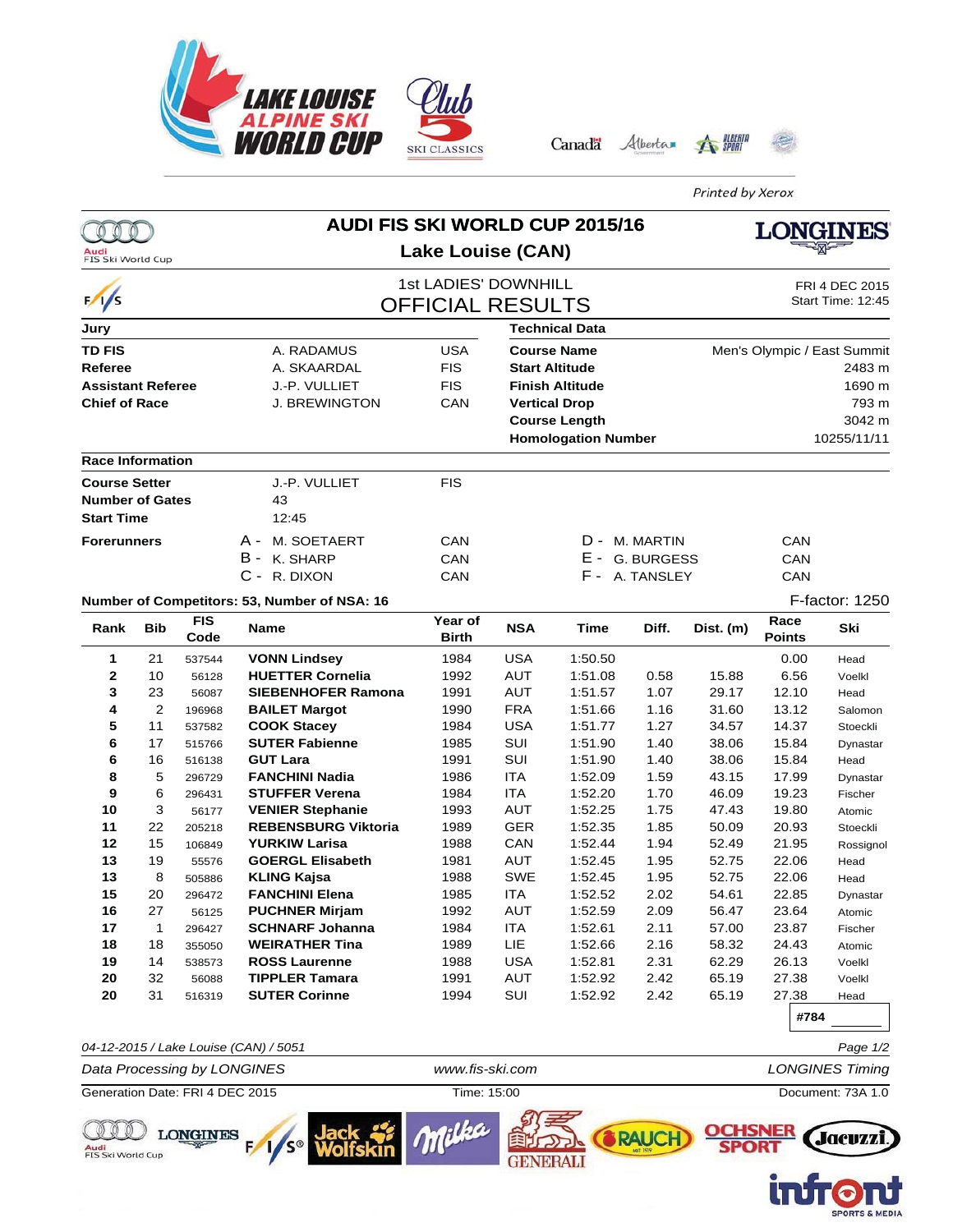Printed by Xerox

# AUDI FIS SKI WORLD CUP 2015/16

## Lake Louise (CAN)

### 1st LADIES' DOWNHILL
### OFFICIAL RESULTS

FRI 4 DEC 2015
Start Time: 12:45

| Jury | | |
|---|---|---|
| **TD FIS** | A. RADAMUS | USA |
| **Referee** | A. SKAARDAL | FIS |
| **Assistant Referee** | J.-P. VULLIET | FIS |
| **Chief of Race** | J. BREWINGTON | CAN |

| Technical Data | |
|---|---|
| **Course Name** | Men's Olympic / East Summit |
| **Start Altitude** | 2483 m |
| **Finish Altitude** | 1690 m |
| **Vertical Drop** | 793 m |
| **Course Length** | 3042 m |
| **Homologation Number** | 10255/11/11 |

**Race Information**

| | | |
|---|---|---|
| **Course Setter** | J.-P. VULLIET | FIS |
| **Number of Gates** | 43 | |
| **Start Time** | 12:45 | |

**Forerunners**

| | | | | | |
|---|---|---|---|---|---|
| A - | M. SOETAERT | CAN | D - | M. MARTIN | CAN |
| B - | K. SHARP | CAN | E - | G. BURGESS | CAN |
| C - | R. DIXON | CAN | F - | A. TANSLEY | CAN |

**Number of Competitors: 53, Number of NSA: 16**

F-factor: 1250

| Rank | Bib | FIS Code | Name | Year of Birth | NSA | Time | Diff. | Dist. (m) | Race Points | Ski |
|---|---|---|---|---|---|---|---|---|---|---|
| 1 | 21 | 537544 | **VONN Lindsey** | 1984 | USA | 1:50.50 | | | 0.00 | Head |
| 2 | 10 | 56128 | **HUETTER Cornelia** | 1992 | AUT | 1:51.08 | 0.58 | 15.88 | 6.56 | Voelkl |
| 3 | 23 | 56087 | **SIEBENHOFER Ramona** | 1991 | AUT | 1:51.57 | 1.07 | 29.17 | 12.10 | Head |
| 4 | 2 | 196968 | **BAILET Margot** | 1990 | FRA | 1:51.66 | 1.16 | 31.60 | 13.12 | Salomon |
| 5 | 11 | 537582 | **COOK Stacey** | 1984 | USA | 1:51.77 | 1.27 | 34.57 | 14.37 | Stoeckli |
| 6 | 17 | 515766 | **SUTER Fabienne** | 1985 | SUI | 1:51.90 | 1.40 | 38.06 | 15.84 | Dynastar |
| 6 | 16 | 516138 | **GUT Lara** | 1991 | SUI | 1:51.90 | 1.40 | 38.06 | 15.84 | Head |
| 8 | 5 | 296729 | **FANCHINI Nadia** | 1986 | ITA | 1:52.09 | 1.59 | 43.15 | 17.99 | Dynastar |
| 9 | 6 | 296431 | **STUFFER Verena** | 1984 | ITA | 1:52.20 | 1.70 | 46.09 | 19.23 | Fischer |
| 10 | 3 | 56177 | **VENIER Stephanie** | 1993 | AUT | 1:52.25 | 1.75 | 47.43 | 19.80 | Atomic |
| 11 | 22 | 205218 | **REBENSBURG Viktoria** | 1989 | GER | 1:52.35 | 1.85 | 50.09 | 20.93 | Stoeckli |
| 12 | 15 | 106849 | **YURKIW Larisa** | 1988 | CAN | 1:52.44 | 1.94 | 52.49 | 21.95 | Rossignol |
| 13 | 19 | 55576 | **GOERGL Elisabeth** | 1981 | AUT | 1:52.45 | 1.95 | 52.75 | 22.06 | Head |
| 13 | 8 | 505886 | **KLING Kajsa** | 1988 | SWE | 1:52.45 | 1.95 | 52.75 | 22.06 | Head |
| 15 | 20 | 296472 | **FANCHINI Elena** | 1985 | ITA | 1:52.52 | 2.02 | 54.61 | 22.85 | Dynastar |
| 16 | 27 | 56125 | **PUCHNER Mirjam** | 1992 | AUT | 1:52.59 | 2.09 | 56.47 | 23.64 | Atomic |
| 17 | 1 | 296427 | **SCHNARF Johanna** | 1984 | ITA | 1:52.61 | 2.11 | 57.00 | 23.87 | Fischer |
| 18 | 18 | 355050 | **WEIRATHER Tina** | 1989 | LIE | 1:52.66 | 2.16 | 58.32 | 24.43 | Atomic |
| 19 | 14 | 538573 | **ROSS Laurenne** | 1988 | USA | 1:52.81 | 2.31 | 62.29 | 26.13 | Voelkl |
| 20 | 32 | 56088 | **TIPPLER Tamara** | 1991 | AUT | 1:52.92 | 2.42 | 65.19 | 27.38 | Voelkl |
| 20 | 31 | 516319 | **SUTER Corinne** | 1994 | SUI | 1:52.92 | 2.42 | 65.19 | 27.38 | Head |

#784

*04-12-2015 / Lake Louise (CAN) / 5051*

*Data Processing by LONGINES* — *www.fis-ski.com* — *LONGINES Timing*

Generation Date: FRI 4 DEC 2015 — Time: 15:00 — Document: 73A 1.0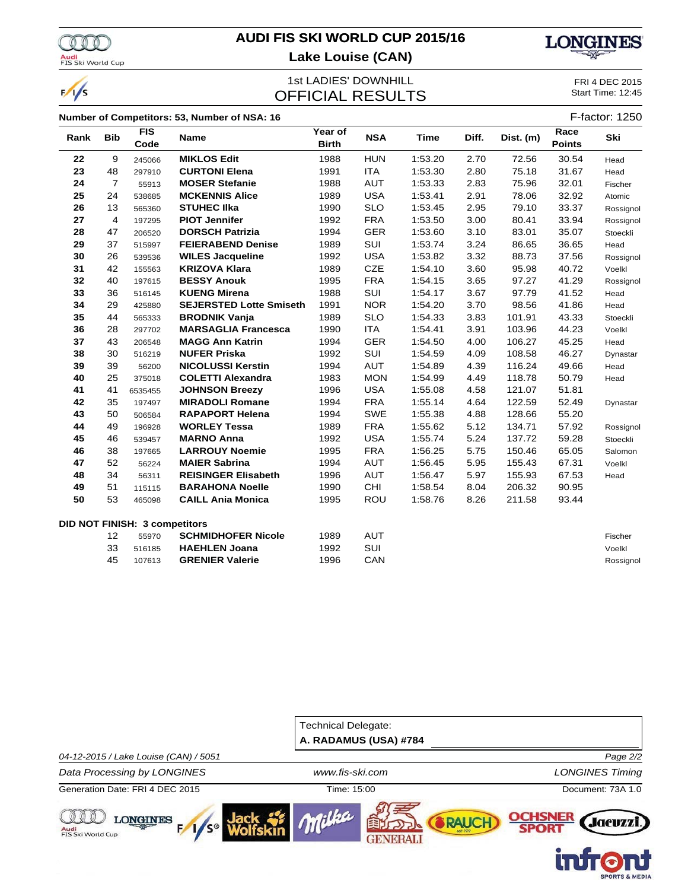# AUDI FIS SKI WORLD CUP 2015/16

## Lake Louise (CAN)

1st LADIES' DOWNHILL
OFFICIAL RESULTS

FRI 4 DEC 2015
Start Time: 12:45

**Number of Competitors: 53, Number of NSA: 16**

F-factor: 1250

| Rank | Bib | FIS Code | Name | Year of Birth | NSA | Time | Diff. | Dist. (m) | Race Points | Ski |
|---|---|---|---|---|---|---|---|---|---|---|
| 22 | 9 | 245066 | **MIKLOS Edit** | 1988 | HUN | 1:53.20 | 2.70 | 72.56 | 30.54 | Head |
| 23 | 48 | 297910 | **CURTONI Elena** | 1991 | ITA | 1:53.30 | 2.80 | 75.18 | 31.67 | Head |
| 24 | 7 | 55913 | **MOSER Stefanie** | 1988 | AUT | 1:53.33 | 2.83 | 75.96 | 32.01 | Fischer |
| 25 | 24 | 538685 | **MCKENNIS Alice** | 1989 | USA | 1:53.41 | 2.91 | 78.06 | 32.92 | Atomic |
| 26 | 13 | 565360 | **STUHEC Ilka** | 1990 | SLO | 1:53.45 | 2.95 | 79.10 | 33.37 | Rossignol |
| 27 | 4 | 197295 | **PIOT Jennifer** | 1992 | FRA | 1:53.50 | 3.00 | 80.41 | 33.94 | Rossignol |
| 28 | 47 | 206520 | **DORSCH Patrizia** | 1994 | GER | 1:53.60 | 3.10 | 83.01 | 35.07 | Stoeckli |
| 29 | 37 | 515997 | **FEIERABEND Denise** | 1989 | SUI | 1:53.74 | 3.24 | 86.65 | 36.65 | Head |
| 30 | 26 | 539536 | **WILES Jacqueline** | 1992 | USA | 1:53.82 | 3.32 | 88.73 | 37.56 | Rossignol |
| 31 | 42 | 155563 | **KRIZOVA Klara** | 1989 | CZE | 1:54.10 | 3.60 | 95.98 | 40.72 | Voelkl |
| 32 | 40 | 197615 | **BESSY Anouk** | 1995 | FRA | 1:54.15 | 3.65 | 97.27 | 41.29 | Rossignol |
| 33 | 36 | 516145 | **KUENG Mirena** | 1988 | SUI | 1:54.17 | 3.67 | 97.79 | 41.52 | Head |
| 34 | 29 | 425880 | **SEJERSTED Lotte Smiseth** | 1991 | NOR | 1:54.20 | 3.70 | 98.56 | 41.86 | Head |
| 35 | 44 | 565333 | **BRODNIK Vanja** | 1989 | SLO | 1:54.33 | 3.83 | 101.91 | 43.33 | Stoeckli |
| 36 | 28 | 297702 | **MARSAGLIA Francesca** | 1990 | ITA | 1:54.41 | 3.91 | 103.96 | 44.23 | Voelkl |
| 37 | 43 | 206548 | **MAGG Ann Katrin** | 1994 | GER | 1:54.50 | 4.00 | 106.27 | 45.25 | Head |
| 38 | 30 | 516219 | **NUFER Priska** | 1992 | SUI | 1:54.59 | 4.09 | 108.58 | 46.27 | Dynastar |
| 39 | 39 | 56200 | **NICOLUSSI Kerstin** | 1994 | AUT | 1:54.89 | 4.39 | 116.24 | 49.66 | Head |
| 40 | 25 | 375018 | **COLETTI Alexandra** | 1983 | MON | 1:54.99 | 4.49 | 118.78 | 50.79 | Head |
| 41 | 41 | 6535455 | **JOHNSON Breezy** | 1996 | USA | 1:55.08 | 4.58 | 121.07 | 51.81 | |
| 42 | 35 | 197497 | **MIRADOLI Romane** | 1994 | FRA | 1:55.14 | 4.64 | 122.59 | 52.49 | Dynastar |
| 43 | 50 | 506584 | **RAPAPORT Helena** | 1994 | SWE | 1:55.38 | 4.88 | 128.66 | 55.20 | |
| 44 | 49 | 196928 | **WORLEY Tessa** | 1989 | FRA | 1:55.62 | 5.12 | 134.71 | 57.92 | Rossignol |
| 45 | 46 | 539457 | **MARNO Anna** | 1992 | USA | 1:55.74 | 5.24 | 137.72 | 59.28 | Stoeckli |
| 46 | 38 | 197665 | **LARROUY Noemie** | 1995 | FRA | 1:56.25 | 5.75 | 150.46 | 65.05 | Salomon |
| 47 | 52 | 56224 | **MAIER Sabrina** | 1994 | AUT | 1:56.45 | 5.95 | 155.43 | 67.31 | Voelkl |
| 48 | 34 | 56311 | **REISINGER Elisabeth** | 1996 | AUT | 1:56.47 | 5.97 | 155.93 | 67.53 | Head |
| 49 | 51 | 115115 | **BARAHONA Noelle** | 1990 | CHI | 1:58.54 | 8.04 | 206.32 | 90.95 | |
| 50 | 53 | 465098 | **CAILL Ania Monica** | 1995 | ROU | 1:58.76 | 8.26 | 211.58 | 93.44 | |

**DID NOT FINISH: 3 competitors**

| Bib | FIS Code | Name | Year of Birth | NSA | Ski |
|---|---|---|---|---|---|
| 12 | 55970 | **SCHMIDHOFER Nicole** | 1989 | AUT | Fischer |
| 33 | 516185 | **HAEHLEN Joana** | 1992 | SUI | Voelkl |
| 45 | 107613 | **GRENIER Valerie** | 1996 | CAN | Rossignol |

Technical Delegate:
**A. RADAMUS (USA) #784**

*04-12-2015 / Lake Louise (CAN) / 5051*

*Data Processing by LONGINES* — *www.fis-ski.com* — *LONGINES Timing*

Generation Date: FRI 4 DEC 2015 — Time: 15:00 — Document: 73A 1.0